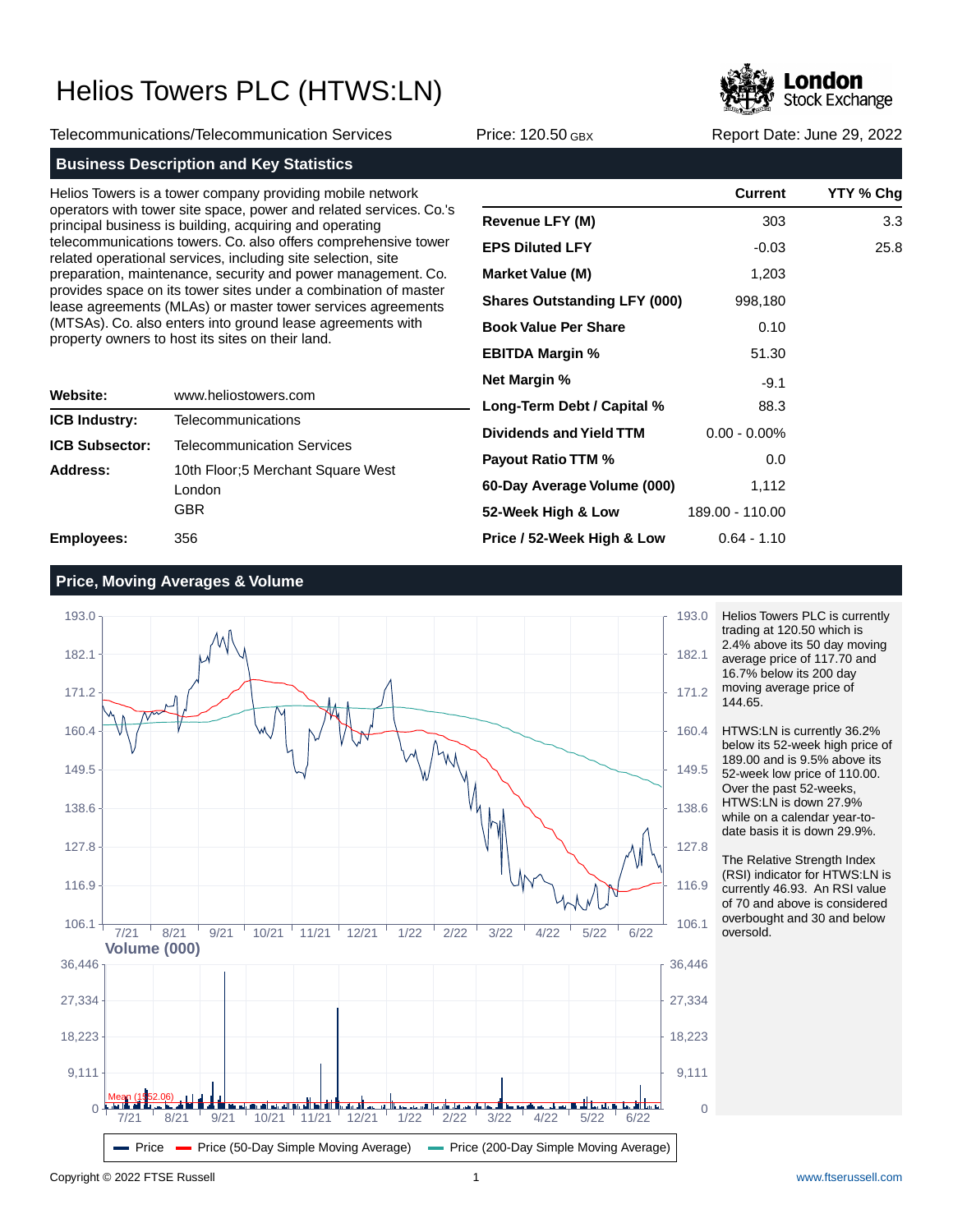# Helios Towers PLC (HTWS:LN)

London Stock Exchange

Telecommunications/Telecommunication Services | Price: 120.50 GBX | Report Date: June 29, 2022

## Business Description and Key Statistics

Helios Towers is a tower company providing mobile network operators with tower site space, power and related services. Co.'s principal business is building, acquiring and operating telecommunications towers. Co. also offers comprehensive tower related operational services, including site selection, site preparation, maintenance, security and power management. Co. provides space on its tower sites under a combination of master lease agreements (MLAs) or master tower services agreements (MTSAs). Co. also enters into ground lease agreements with property owners to host its sites on their land.

| | |
|---|---|
| **Website:** | www.heliostowers.com |
| **ICB Industry:** | Telecommunications |
| **ICB Subsector:** | Telecommunication Services |
| **Address:** | 10th Floor;5 Merchant Square West London GBR |
| **Employees:** | 356 |

| | Current | YTY % Chg |
|---|---|---|
| **Revenue LFY (M)** | 303 | 3.3 |
| **EPS Diluted LFY** | -0.03 | 25.8 |
| **Market Value (M)** | 1,203 | |
| **Shares Outstanding LFY (000)** | 998,180 | |
| **Book Value Per Share** | 0.10 | |
| **EBITDA Margin %** | 51.30 | |
| **Net Margin %** | -9.1 | |
| **Long-Term Debt / Capital %** | 88.3 | |
| **Dividends and Yield TTM** | 0.00 - 0.00% | |
| **Payout Ratio TTM %** | 0.0 | |
| **60-Day Average Volume (000)** | 1,112 | |
| **52-Week High & Low** | 189.00 - 110.00 | |
| **Price / 52-Week High & Low** | 0.64 - 1.10 | |

## Price, Moving Averages & Volume

193.0
182.1
171.2
160.4
149.5
138.6
127.8
116.9
106.1

7/21 8/21 9/21 10/21 11/21 12/21 1/22 2/22 3/22 4/22 5/22 6/22

Volume (000)

36,446
27,334
18,223
9,111
0

Mean (1,552.06)

Price — Price (50-Day Simple Moving Average) — Price (200-Day Simple Moving Average)

Helios Towers PLC is currently trading at 120.50 which is 2.4% above its 50 day moving average price of 117.70 and 16.7% below its 200 day moving average price of 144.65.

HTWS:LN is currently 36.2% below its 52-week high price of 189.00 and is 9.5% above its 52-week low price of 110.00. Over the past 52-weeks, HTWS:LN is down 27.9% while on a calendar year-to-date basis it is down 29.9%.

The Relative Strength Index (RSI) indicator for HTWS:LN is currently 46.93. An RSI value of 70 and above is considered overbought and 30 and below oversold.

Copyright © 2022 FTSE Russell | www.ftserussell.com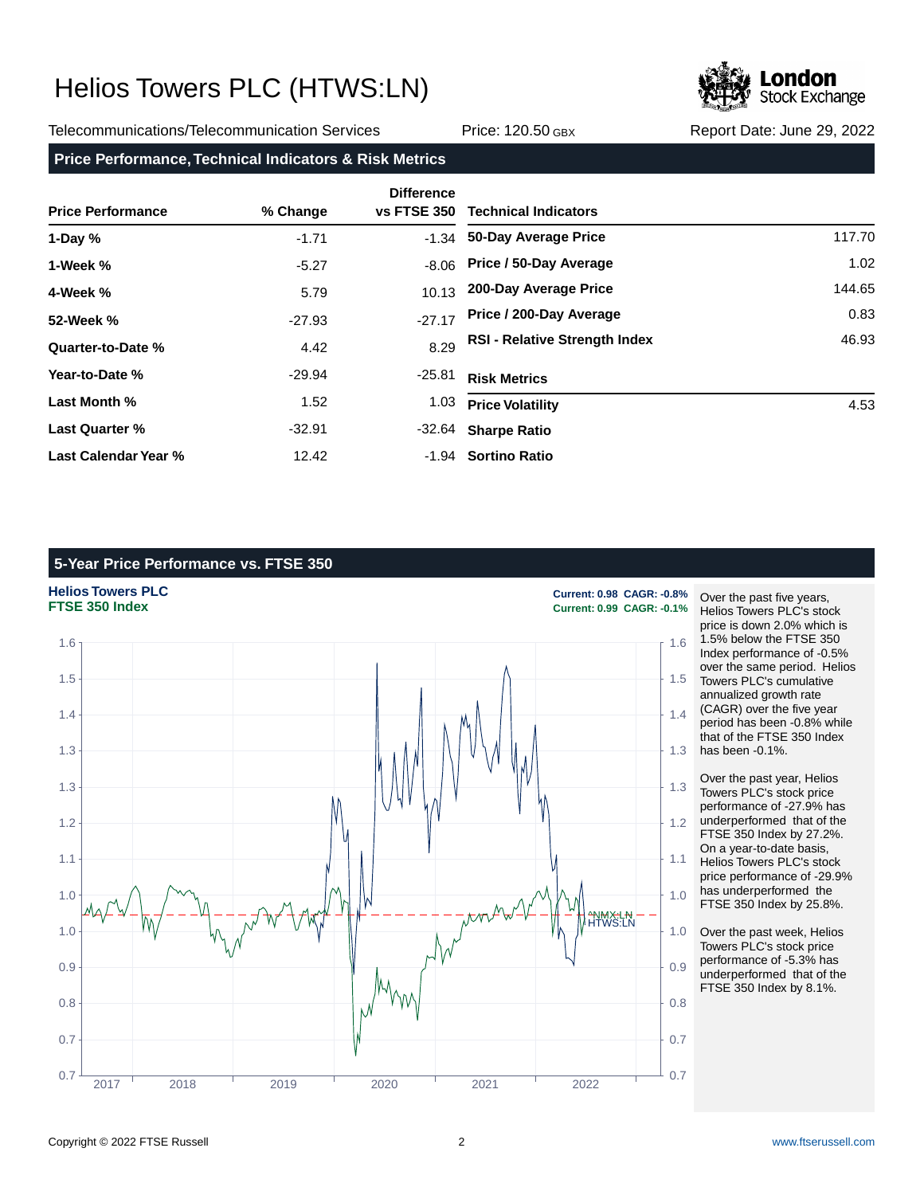# Helios Towers PLC (HTWS:LN)

Telecommunications/Telecommunication Services | Price: 120.50 GBX | Report Date: June 29, 2022

## Price Performance, Technical Indicators & Risk Metrics

| Price Performance | % Change | Difference vs FTSE 350 |
|---|---|---|
| 1-Day % | -1.71 | -1.34 |
| 1-Week % | -5.27 | -8.06 |
| 4-Week % | 5.79 | 10.13 |
| 52-Week % | -27.93 | -27.17 |
| Quarter-to-Date % | 4.42 | 8.29 |
| Year-to-Date % | -29.94 | -25.81 |
| Last Month % | 1.52 | 1.03 |
| Last Quarter % | -32.91 | -32.64 |
| Last Calendar Year % | 12.42 | -1.94 |

| Technical Indicators | |
|---|---|
| 50-Day Average Price | 117.70 |
| Price / 50-Day Average | 1.02 |
| 200-Day Average Price | 144.65 |
| Price / 200-Day Average | 0.83 |
| RSI - Relative Strength Index | 46.93 |

| Risk Metrics | |
|---|---|
| Price Volatility | 4.53 |
| Sharpe Ratio | |
| Sortino Ratio | |

## 5-Year Price Performance vs. FTSE 350

Helios Towers PLC — Current: 0.98 CAGR: -0.8%
FTSE 350 Index — Current: 0.99 CAGR: -0.1%

1.6
1.5
1.4
1.3
1.3
1.2
1.1
1.0
1.0
0.9
0.8
0.7
0.7

2017 2018 2019 2020 2021 2022

NMX:LN
HTWS:LN

Over the past five years, Helios Towers PLC's stock price is down 2.0% which is 1.5% below the FTSE 350 Index performance of -0.5% over the same period. Helios Towers PLC's cumulative annualized growth rate (CAGR) over the five year period has been -0.8% while that of the FTSE 350 Index has been -0.1%.

Over the past year, Helios Towers PLC's stock price performance of -27.9% has underperformed that of the FTSE 350 Index by 27.2%. On a year-to-date basis, Helios Towers PLC's stock price performance of -29.9% has underperformed the FTSE 350 Index by 25.8%.

Over the past week, Helios Towers PLC's stock price performance of -5.3% has underperformed that of the FTSE 350 Index by 8.1%.

Copyright © 2022 FTSE Russell | www.ftserussell.com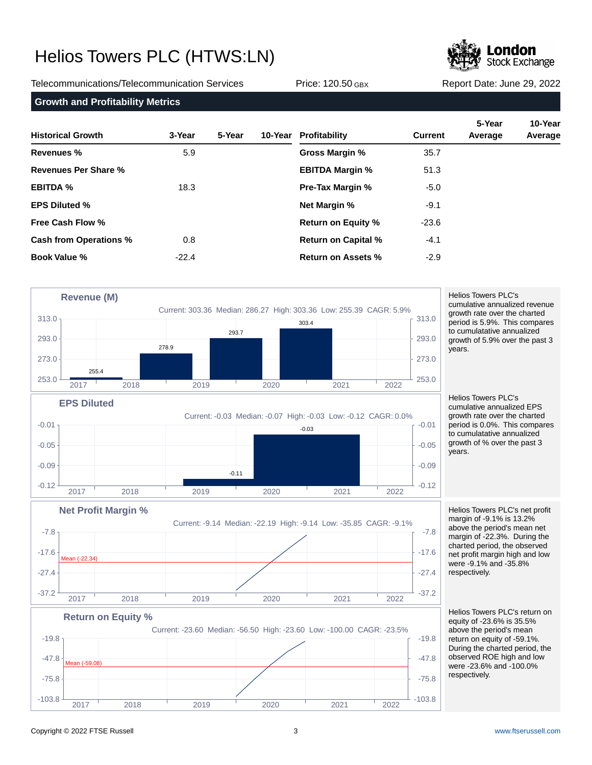# Helios Towers PLC (HTWS:LN)

Telecommunications/Telecommunication Services    Price: 120.50 GBX    Report Date: June 29, 2022

## Growth and Profitability Metrics

| Historical Growth | 3-Year | 5-Year | 10-Year | Profitability | Current | 5-Year Average | 10-Year Average |
|---|---|---|---|---|---|---|---|
| **Revenues %** | 5.9 | | | **Gross Margin %** | 35.7 | | |
| **Revenues Per Share %** | | | | **EBITDA Margin %** | 51.3 | | |
| **EBITDA %** | 18.3 | | | **Pre-Tax Margin %** | -5.0 | | |
| **EPS Diluted %** | | | | **Net Margin %** | -9.1 | | |
| **Free Cash Flow %** | | | | **Return on Equity %** | -23.6 | | |
| **Cash from Operations %** | 0.8 | | | **Return on Capital %** | -4.1 | | |
| **Book Value %** | -22.4 | | | **Return on Assets %** | -2.9 | | |

**Revenue (M)**

Current: 303.36 Median: 286.27 High: 303.36 Low: 255.39 CAGR: 5.9%

313.0
293.0
273.0
253.0

255.4
278.9
293.7
303.4

2017 2018 2019 2020 2021 2022

Helios Towers PLC's cumulative annualized revenue growth rate over the charted period is 5.9%. This compares to cumulative annualized growth of 5.9% over the past 3 years.

**EPS Diluted**

Current: -0.03 Median: -0.07 High: -0.03 Low: -0.12 CAGR: 0.0%

-0.01
-0.05
-0.09
-0.12

-0.11
-0.03

2017 2018 2019 2020 2021 2022

Helios Towers PLC's cumulative annualized EPS growth rate over the charted period is 0.0%. This compares to cumulative annualized growth of % over the past 3 years.

**Net Profit Margin %**

Current: -9.14 Median: -22.19 High: -9.14 Low: -35.85 CAGR: -9.1%

-7.8
-17.6
-27.4
-37.2

Mean (-22.34)

2017 2018 2019 2020 2021 2022

Helios Towers PLC's net profit margin of -9.1% is 13.2% above the period's mean net margin of -22.3%. During the charted period, the observed net profit margin high and low were -9.1% and -35.8% respectively.

**Return on Equity %**

Current: -23.60 Median: -56.50 High: -23.60 Low: -100.00 CAGR: -23.5%

-19.8
-47.8
-75.8
-103.8

Mean (-59.08)

2017 2018 2019 2020 2021 2022

Helios Towers PLC's return on equity of -23.6% is 35.5% above the period's mean return on equity of -59.1%. During the charted period, the observed ROE high and low were -23.6% and -100.0% respectively.

Copyright © 2022 FTSE Russell    www.ftserussell.com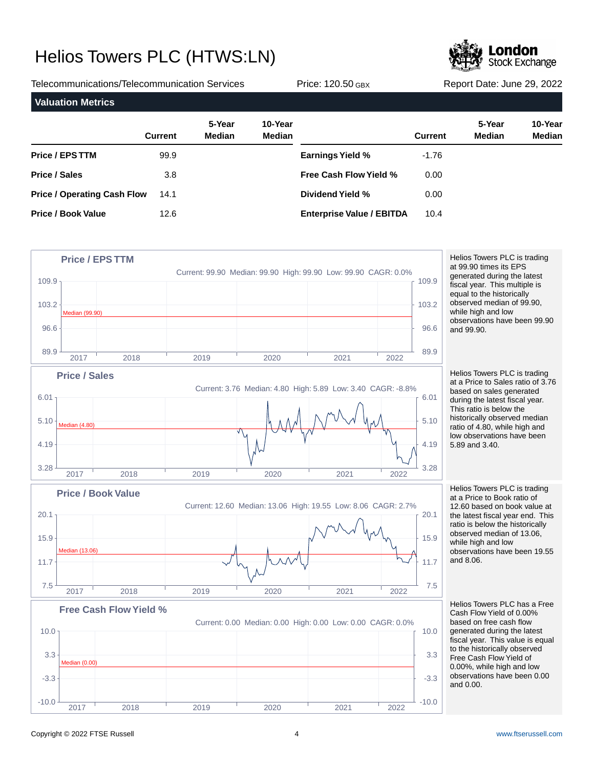# Helios Towers PLC (HTWS:LN)

Telecommunications/Telecommunication Services | Price: 120.50 GBX | Report Date: June 29, 2022

## Valuation Metrics

| | Current | 5-Year Median | 10-Year Median | | Current | 5-Year Median | 10-Year Median |
|---|---|---|---|---|---|---|---|
| **Price / EPS TTM** | 99.9 | | | **Earnings Yield %** | -1.76 | | |
| **Price / Sales** | 3.8 | | | **Free Cash Flow Yield %** | 0.00 | | |
| **Price / Operating Cash Flow** | 14.1 | | | **Dividend Yield %** | 0.00 | | |
| **Price / Book Value** | 12.6 | | | **Enterprise Value / EBITDA** | 10.4 | | |

### Price / EPS TTM

Current: 99.90 Median: 99.90 High: 99.90 Low: 99.90 CAGR: 0.0%

109.9
103.2
96.6
89.9
Median (99.90)
2017 2018 2019 2020 2021 2022

Helios Towers PLC is trading at 99.90 times its EPS generated during the latest fiscal year. This multiple is equal to the historically observed median of 99.90, while high and low observations have been 99.90 and 99.90.

### Price / Sales

Current: 3.76 Median: 4.80 High: 5.89 Low: 3.40 CAGR: -8.8%

6.01
5.10
4.19
3.28
Median (4.80)
2017 2018 2019 2020 2021 2022

Helios Towers PLC is trading at a Price to Sales ratio of 3.76 based on sales generated during the latest fiscal year. This ratio is below the historically observed median ratio of 4.80, while high and low observations have been 5.89 and 3.40.

### Price / Book Value

Current: 12.60 Median: 13.06 High: 19.55 Low: 8.06 CAGR: 2.7%

20.1
15.9
11.7
7.5
Median (13.06)
2017 2018 2019 2020 2021 2022

Helios Towers PLC is trading at a Price to Book ratio of 12.60 based on book value at the latest fiscal year end. This ratio is below the historically observed median of 13.06, while high and low observations have been 19.55 and 8.06.

### Free Cash Flow Yield %

Current: 0.00 Median: 0.00 High: 0.00 Low: 0.00 CAGR: 0.0%

10.0
3.3
-3.3
-10.0
Median (0.00)
2017 2018 2019 2020 2021 2022

Helios Towers PLC has a Free Cash Flow Yield of 0.00% based on free cash flow generated during the latest fiscal year. This value is equal to the historically observed Free Cash Flow Yield of 0.00%, while high and low observations have been 0.00 and 0.00.

Copyright © 2022 FTSE Russell | www.ftserussell.com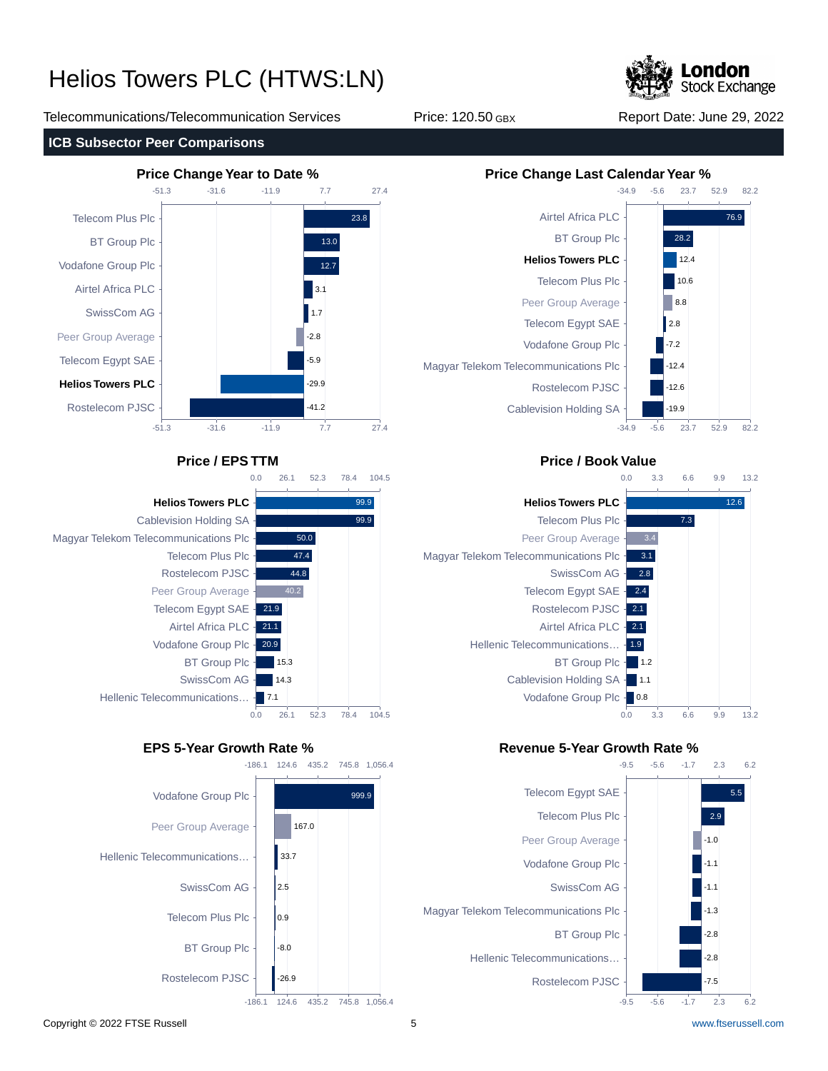# Helios Towers PLC (HTWS:LN)

Telecommunications/Telecommunication Services

Price: 120.50 GBX

Report Date: June 29, 2022

## ICB Subsector Peer Comparisons

### Price Change Year to Date %

-51.3 -31.6 -11.9 7.7 27.4

Telecom Plus Plc 23.8
BT Group Plc 13.0
Vodafone Group Plc 12.7
Airtel Africa PLC 3.1
SwissCom AG 1.7
Peer Group Average -2.8
Telecom Egypt SAE -5.9
**Helios Towers PLC** -29.9
Rostelecom PJSC -41.2

### Price Change Last Calendar Year %

-34.9 -5.6 23.7 52.9 82.2

Airtel Africa PLC 76.9
BT Group Plc 28.2
**Helios Towers PLC** 12.4
Telecom Plus Plc 10.6
Peer Group Average 8.8
Telecom Egypt SAE 2.8
Vodafone Group Plc -7.2
Magyar Telekom Telecommunications Plc -12.4
Rostelecom PJSC -12.6
Cablevision Holding SA -19.9

### Price / EPS TTM

0.0 26.1 52.3 78.4 104.5

**Helios Towers PLC** 99.9
Cablevision Holding SA 99.9
Magyar Telekom Telecommunications Plc 50.0
Telecom Plus Plc 47.4
Rostelecom PJSC 44.8
Peer Group Average 40.2
Telecom Egypt SAE 21.9
Airtel Africa PLC 21.1
Vodafone Group Plc 20.9
BT Group Plc 15.3
SwissCom AG 14.3
Hellenic Telecommunications... 7.1

### Price / Book Value

0.0 3.3 6.6 9.9 13.2

**Helios Towers PLC** 12.6
Telecom Plus Plc 7.3
Peer Group Average 3.4
Magyar Telekom Telecommunications Plc 3.1
SwissCom AG 2.8
Telecom Egypt SAE 2.4
Rostelecom PJSC 2.1
Airtel Africa PLC 2.1
Hellenic Telecommunications... 1.9
BT Group Plc 1.2
Cablevision Holding SA 1.1
Vodafone Group Plc 0.8

### EPS 5-Year Growth Rate %

-186.1 124.6 435.2 745.8 1,056.4

Vodafone Group Plc 999.9
Peer Group Average 167.0
Hellenic Telecommunications... 33.7
SwissCom AG 2.5
Telecom Plus Plc 0.9
BT Group Plc -8.0
Rostelecom PJSC -26.9

### Revenue 5-Year Growth Rate %

-9.5 -5.6 -1.7 2.3 6.2

Telecom Egypt SAE 5.5
Telecom Plus Plc 2.9
Peer Group Average -1.0
Vodafone Group Plc -1.1
SwissCom AG -1.1
Magyar Telekom Telecommunications Plc -1.3
BT Group Plc -2.8
Hellenic Telecommunications... -2.8
Rostelecom PJSC -7.5

Copyright © 2022 FTSE Russell

www.ftserussell.com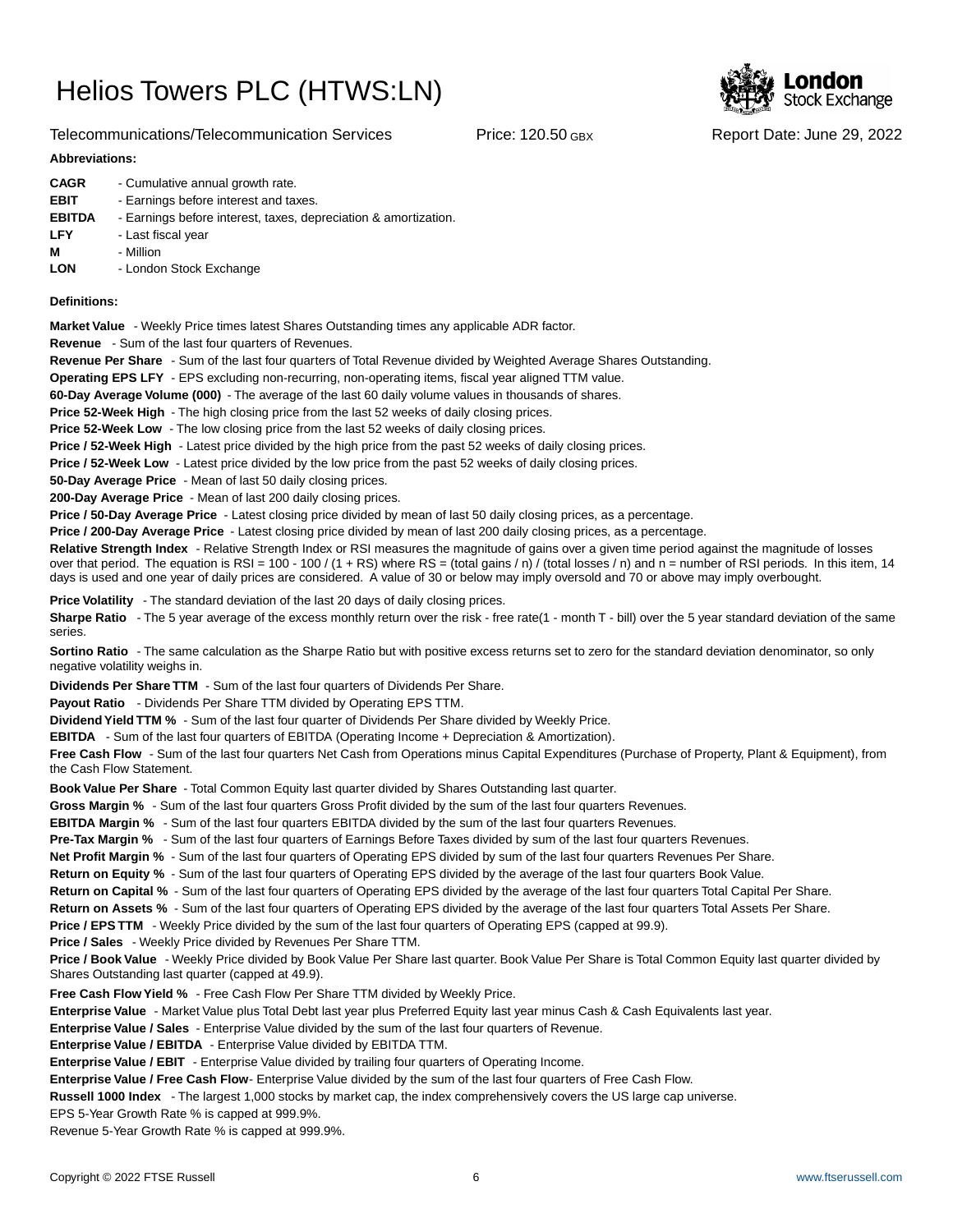# Helios Towers PLC (HTWS:LN)

Telecommunications/Telecommunication Services Price: 120.50 GBX Report Date: June 29, 2022

**Abbreviations:**

**CAGR** - Cumulative annual growth rate.
**EBIT** - Earnings before interest and taxes.
**EBITDA** - Earnings before interest, taxes, depreciation & amortization.
**LFY** - Last fiscal year
**M** - Million
**LON** - London Stock Exchange

**Definitions:**

**Market Value** - Weekly Price times latest Shares Outstanding times any applicable ADR factor.
**Revenue** - Sum of the last four quarters of Revenues.
**Revenue Per Share** - Sum of the last four quarters of Total Revenue divided by Weighted Average Shares Outstanding.
**Operating EPS LFY** - EPS excluding non-recurring, non-operating items, fiscal year aligned TTM value.
**60-Day Average Volume (000)** - The average of the last 60 daily volume values in thousands of shares.
**Price 52-Week High** - The high closing price from the last 52 weeks of daily closing prices.
**Price 52-Week Low** - The low closing price from the last 52 weeks of daily closing prices.
**Price / 52-Week High** - Latest price divided by the high price from the past 52 weeks of daily closing prices.
**Price / 52-Week Low** - Latest price divided by the low price from the past 52 weeks of daily closing prices.
**50-Day Average Price** - Mean of last 50 daily closing prices.
**200-Day Average Price** - Mean of last 200 daily closing prices.
**Price / 50-Day Average Price** - Latest closing price divided by mean of last 50 daily closing prices, as a percentage.
**Price / 200-Day Average Price** - Latest closing price divided by mean of last 200 daily closing prices, as a percentage.
**Relative Strength Index** - Relative Strength Index or RSI measures the magnitude of gains over a given time period against the magnitude of losses over that period. The equation is RSI = 100 - 100 / (1 + RS) where RS = (total gains / n) / (total losses / n) and n = number of RSI periods. In this item, 14 days is used and one year of daily prices are considered. A value of 30 or below may imply oversold and 70 or above may imply overbought.

**Price Volatility** - The standard deviation of the last 20 days of daily closing prices.
**Sharpe Ratio** - The 5 year average of the excess monthly return over the risk - free rate(1 - month T - bill) over the 5 year standard deviation of the same series.
**Sortino Ratio** - The same calculation as the Sharpe Ratio but with positive excess returns set to zero for the standard deviation denominator, so only negative volatility weighs in.
**Dividends Per Share TTM** - Sum of the last four quarters of Dividends Per Share.
**Payout Ratio** - Dividends Per Share TTM divided by Operating EPS TTM.
**Dividend Yield TTM %** - Sum of the last four quarter of Dividends Per Share divided by Weekly Price.
**EBITDA** - Sum of the last four quarters of EBITDA (Operating Income + Depreciation & Amortization).
**Free Cash Flow** - Sum of the last four quarters Net Cash from Operations minus Capital Expenditures (Purchase of Property, Plant & Equipment), from the Cash Flow Statement.
**Book Value Per Share** - Total Common Equity last quarter divided by Shares Outstanding last quarter.
**Gross Margin %** - Sum of the last four quarters Gross Profit divided by the sum of the last four quarters Revenues.
**EBITDA Margin %** - Sum of the last four quarters EBITDA divided by the sum of the last four quarters Revenues.
**Pre-Tax Margin %** - Sum of the last four quarters of Earnings Before Taxes divided by sum of the last four quarters Revenues.
**Net Profit Margin %** - Sum of the last four quarters of Operating EPS divided by sum of the last four quarters Revenues Per Share.
**Return on Equity %** - Sum of the last four quarters of Operating EPS divided by the average of the last four quarters Book Value.
**Return on Capital %** - Sum of the last four quarters of Operating EPS divided by the average of the last four quarters Total Capital Per Share.
**Return on Assets %** - Sum of the last four quarters of Operating EPS divided by the average of the last four quarters Total Assets Per Share.
**Price / EPS TTM** - Weekly Price divided by the sum of the last four quarters of Operating EPS (capped at 99.9).
**Price / Sales** - Weekly Price divided by Revenues Per Share TTM.
**Price / Book Value** - Weekly Price divided by Book Value Per Share last quarter. Book Value Per Share is Total Common Equity last quarter divided by Shares Outstanding last quarter (capped at 49.9).
**Free Cash Flow Yield %** - Free Cash Flow Per Share TTM divided by Weekly Price.
**Enterprise Value** - Market Value plus Total Debt last year plus Preferred Equity last year minus Cash & Cash Equivalents last year.
**Enterprise Value / Sales** - Enterprise Value divided by the sum of the last four quarters of Revenue.
**Enterprise Value / EBITDA** - Enterprise Value divided by EBITDA TTM.
**Enterprise Value / EBIT** - Enterprise Value divided by trailing four quarters of Operating Income.
**Enterprise Value / Free Cash Flow**- Enterprise Value divided by the sum of the last four quarters of Free Cash Flow.
**Russell 1000 Index** - The largest 1,000 stocks by market cap, the index comprehensively covers the US large cap universe.
EPS 5-Year Growth Rate % is capped at 999.9%.
Revenue 5-Year Growth Rate % is capped at 999.9%.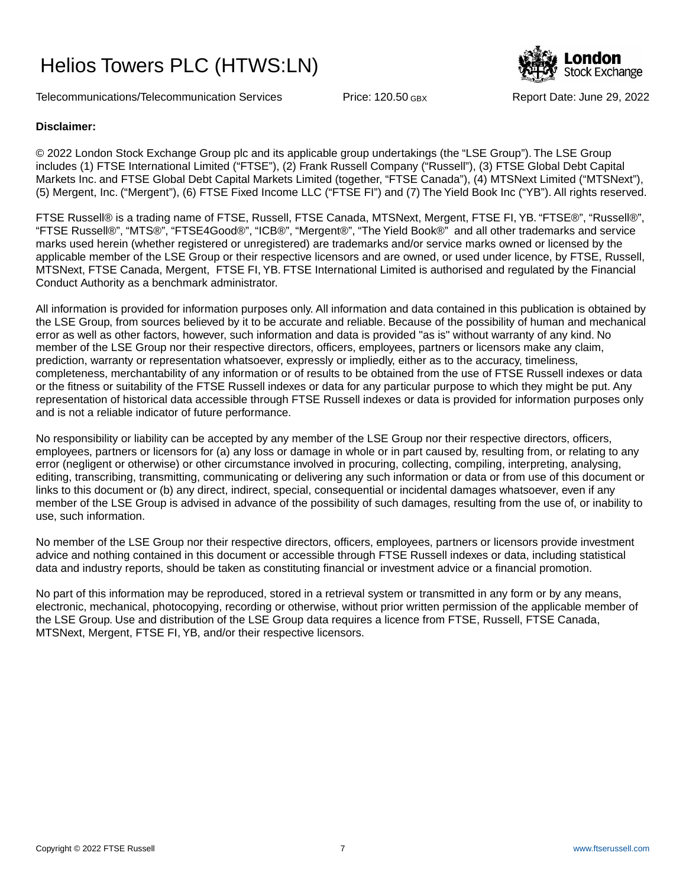**Disclaimer:**

© 2022 London Stock Exchange Group plc and its applicable group undertakings (the "LSE Group"). The LSE Group includes (1) FTSE International Limited ("FTSE"), (2) Frank Russell Company ("Russell"), (3) FTSE Global Debt Capital Markets Inc. and FTSE Global Debt Capital Markets Limited (together, "FTSE Canada"), (4) MTSNext Limited ("MTSNext"), (5) Mergent, Inc. ("Mergent"), (6) FTSE Fixed Income LLC ("FTSE FI") and (7) The Yield Book Inc ("YB"). All rights reserved.

FTSE Russell® is a trading name of FTSE, Russell, FTSE Canada, MTSNext, Mergent, FTSE FI, YB. "FTSE®", "Russell®", "FTSE Russell®", "MTS®", "FTSE4Good®", "ICB®", "Mergent®", "The Yield Book®" and all other trademarks and service marks used herein (whether registered or unregistered) are trademarks and/or service marks owned or licensed by the applicable member of the LSE Group or their respective licensors and are owned, or used under licence, by FTSE, Russell, MTSNext, FTSE Canada, Mergent, FTSE FI, YB. FTSE International Limited is authorised and regulated by the Financial Conduct Authority as a benchmark administrator.

All information is provided for information purposes only. All information and data contained in this publication is obtained by the LSE Group, from sources believed by it to be accurate and reliable. Because of the possibility of human and mechanical error as well as other factors, however, such information and data is provided "as is" without warranty of any kind. No member of the LSE Group nor their respective directors, officers, employees, partners or licensors make any claim, prediction, warranty or representation whatsoever, expressly or impliedly, either as to the accuracy, timeliness, completeness, merchantability of any information or of results to be obtained from the use of FTSE Russell indexes or data or the fitness or suitability of the FTSE Russell indexes or data for any particular purpose to which they might be put. Any representation of historical data accessible through FTSE Russell indexes or data is provided for information purposes only and is not a reliable indicator of future performance.

No responsibility or liability can be accepted by any member of the LSE Group nor their respective directors, officers, employees, partners or licensors for (a) any loss or damage in whole or in part caused by, resulting from, or relating to any error (negligent or otherwise) or other circumstance involved in procuring, collecting, compiling, interpreting, analysing, editing, transcribing, transmitting, communicating or delivering any such information or data or from use of this document or links to this document or (b) any direct, indirect, special, consequential or incidental damages whatsoever, even if any member of the LSE Group is advised in advance of the possibility of such damages, resulting from the use of, or inability to use, such information.

No member of the LSE Group nor their respective directors, officers, employees, partners or licensors provide investment advice and nothing contained in this document or accessible through FTSE Russell indexes or data, including statistical data and industry reports, should be taken as constituting financial or investment advice or a financial promotion.

No part of this information may be reproduced, stored in a retrieval system or transmitted in any form or by any means, electronic, mechanical, photocopying, recording or otherwise, without prior written permission of the applicable member of the LSE Group. Use and distribution of the LSE Group data requires a licence from FTSE, Russell, FTSE Canada, MTSNext, Mergent, FTSE FI, YB, and/or their respective licensors.